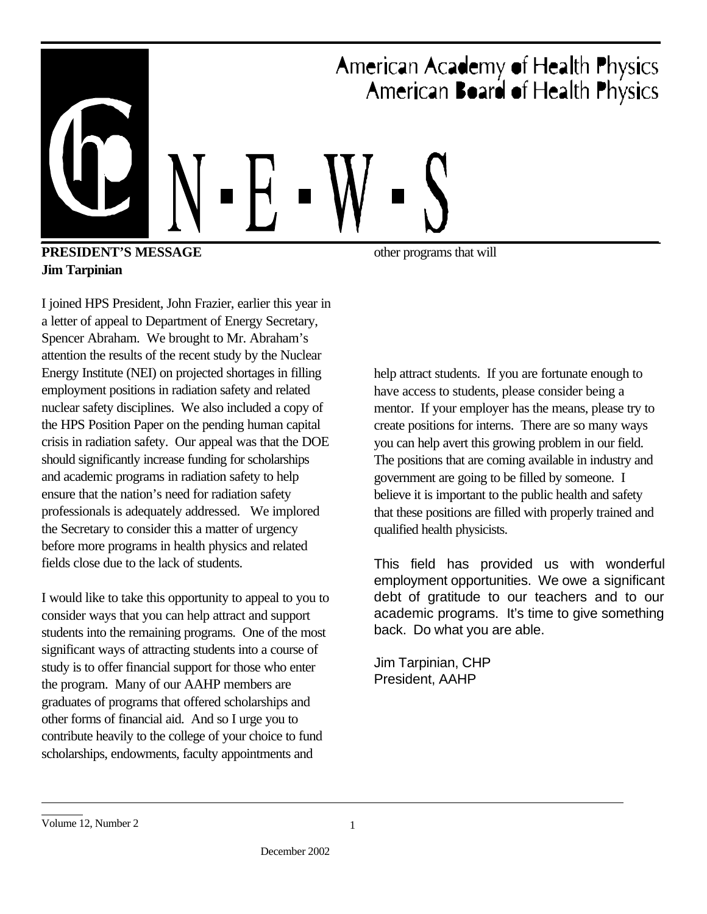# American Academy of Health Physics
# American Board of Health Physics

# N-E-W-S

## PRESIDENT'S MESSAGE
**Jim Tarpinian**

I joined HPS President, John Frazier, earlier this year in a letter of appeal to Department of Energy Secretary, Spencer Abraham. We brought to Mr. Abraham's attention the results of the recent study by the Nuclear Energy Institute (NEI) on projected shortages in filling employment positions in radiation safety and related nuclear safety disciplines. We also included a copy of the HPS Position Paper on the pending human capital crisis in radiation safety. Our appeal was that the DOE should significantly increase funding for scholarships and academic programs in radiation safety to help ensure that the nation's need for radiation safety professionals is adequately addressed. We implored the Secretary to consider this a matter of urgency before more programs in health physics and related fields close due to the lack of students.

I would like to take this opportunity to appeal to you to consider ways that you can help attract and support students into the remaining programs. One of the most significant ways of attracting students into a course of study is to offer financial support for those who enter the program. Many of our AAHP members are graduates of programs that offered scholarships and other forms of financial aid. And so I urge you to contribute heavily to the college of your choice to fund scholarships, endowments, faculty appointments and other programs that will help attract students. If you are fortunate enough to have access to students, please consider being a mentor. If your employer has the means, please try to create positions for interns. There are so many ways you can help avert this growing problem in our field. The positions that are coming available in industry and government are going to be filled by someone. I believe it is important to the public health and safety that these positions are filled with properly trained and qualified health physicists.

This field has provided us with wonderful employment opportunities. We owe a significant debt of gratitude to our teachers and to our academic programs. It's time to give something back. Do what you are able.

Jim Tarpinian, CHP
President, AAHP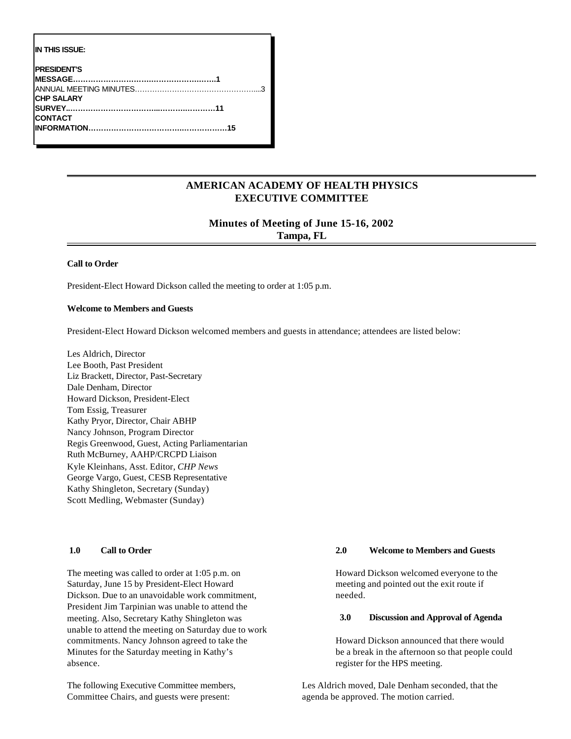**IN THIS ISSUE:**

**PRESIDENT'S MESSAGE……………………………………………….1**
ANNUAL MEETING MINUTES…………………………………………....3
**CHP SALARY SURVEY………………………………………………11**
**CONTACT INFORMATION…………………………………………15**

# AMERICAN ACADEMY OF HEALTH PHYSICS EXECUTIVE COMMITTEE

## Minutes of Meeting of June 15-16, 2002
## Tampa, FL

**Call to Order**

President-Elect Howard Dickson called the meeting to order at 1:05 p.m.

**Welcome to Members and Guests**

President-Elect Howard Dickson welcomed members and guests in attendance; attendees are listed below:

Les Aldrich, Director
Lee Booth, Past President
Liz Brackett, Director, Past-Secretary
Dale Denham, Director
Howard Dickson, President-Elect
Tom Essig, Treasurer
Kathy Pryor, Director, Chair ABHP
Nancy Johnson, Program Director
Regis Greenwood, Guest, Acting Parliamentarian
Ruth McBurney, AAHP/CRCPD Liaison
Kyle Kleinhans, Asst. Editor, *CHP News*
George Vargo, Guest, CESB Representative
Kathy Shingleton, Secretary (Sunday)
Scott Medling, Webmaster (Sunday)

**1.0 Call to Order**

The meeting was called to order at 1:05 p.m. on Saturday, June 15 by President-Elect Howard Dickson. Due to an unavoidable work commitment, President Jim Tarpinian was unable to attend the meeting. Also, Secretary Kathy Shingleton was unable to attend the meeting on Saturday due to work commitments. Nancy Johnson agreed to take the Minutes for the Saturday meeting in Kathy's absence.

The following Executive Committee members, Committee Chairs, and guests were present:

**2.0 Welcome to Members and Guests**

Howard Dickson welcomed everyone to the meeting and pointed out the exit route if needed.

**3.0 Discussion and Approval of Agenda**

Howard Dickson announced that there would be a break in the afternoon so that people could register for the HPS meeting.

Les Aldrich moved, Dale Denham seconded, that the agenda be approved. The motion carried.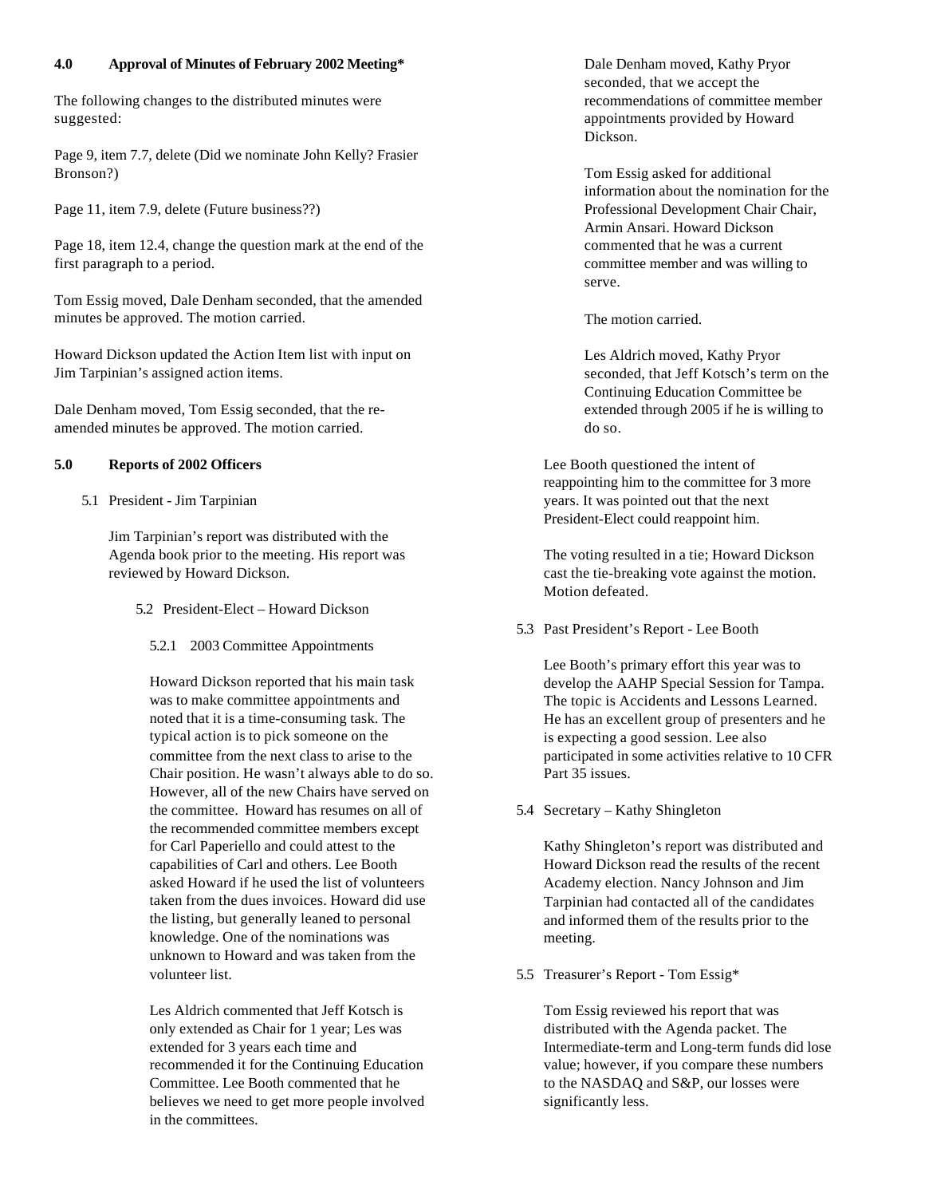## 4.0 Approval of Minutes of February 2002 Meeting*

The following changes to the distributed minutes were suggested:

Page 9, item 7.7, delete (Did we nominate John Kelly? Frasier Bronson?)

Page 11, item 7.9, delete (Future business??)

Page 18, item 12.4, change the question mark at the end of the first paragraph to a period.

Tom Essig moved, Dale Denham seconded, that the amended minutes be approved. The motion carried.

Howard Dickson updated the Action Item list with input on Jim Tarpinian's assigned action items.

Dale Denham moved, Tom Essig seconded, that the re-amended minutes be approved. The motion carried.

## 5.0 Reports of 2002 Officers

### 5.1 President - Jim Tarpinian

Jim Tarpinian's report was distributed with the Agenda book prior to the meeting. His report was reviewed by Howard Dickson.

### 5.2 President-Elect – Howard Dickson

#### 5.2.1 2003 Committee Appointments

Howard Dickson reported that his main task was to make committee appointments and noted that it is a time-consuming task. The typical action is to pick someone on the committee from the next class to arise to the Chair position. He wasn't always able to do so. However, all of the new Chairs have served on the committee. Howard has resumes on all of the recommended committee members except for Carl Paperiello and could attest to the capabilities of Carl and others. Lee Booth asked Howard if he used the list of volunteers taken from the dues invoices. Howard did use the listing, but generally leaned to personal knowledge. One of the nominations was unknown to Howard and was taken from the volunteer list.

Les Aldrich commented that Jeff Kotsch is only extended as Chair for 1 year; Les was extended for 3 years each time and recommended it for the Continuing Education Committee. Lee Booth commented that he believes we need to get more people involved in the committees.

Dale Denham moved, Kathy Pryor seconded, that we accept the recommendations of committee member appointments provided by Howard Dickson.

Tom Essig asked for additional information about the nomination for the Professional Development Chair Chair, Armin Ansari. Howard Dickson commented that he was a current committee member and was willing to serve.

The motion carried.

Les Aldrich moved, Kathy Pryor seconded, that Jeff Kotsch's term on the Continuing Education Committee be extended through 2005 if he is willing to do so.

Lee Booth questioned the intent of reappointing him to the committee for 3 more years. It was pointed out that the next President-Elect could reappoint him.

The voting resulted in a tie; Howard Dickson cast the tie-breaking vote against the motion. Motion defeated.

### 5.3 Past President's Report - Lee Booth

Lee Booth's primary effort this year was to develop the AAHP Special Session for Tampa. The topic is Accidents and Lessons Learned. He has an excellent group of presenters and he is expecting a good session. Lee also participated in some activities relative to 10 CFR Part 35 issues.

### 5.4 Secretary – Kathy Shingleton

Kathy Shingleton's report was distributed and Howard Dickson read the results of the recent Academy election. Nancy Johnson and Jim Tarpinian had contacted all of the candidates and informed them of the results prior to the meeting.

### 5.5 Treasurer's Report - Tom Essig*

Tom Essig reviewed his report that was distributed with the Agenda packet. The Intermediate-term and Long-term funds did lose value; however, if you compare these numbers to the NASDAQ and S&P, our losses were significantly less.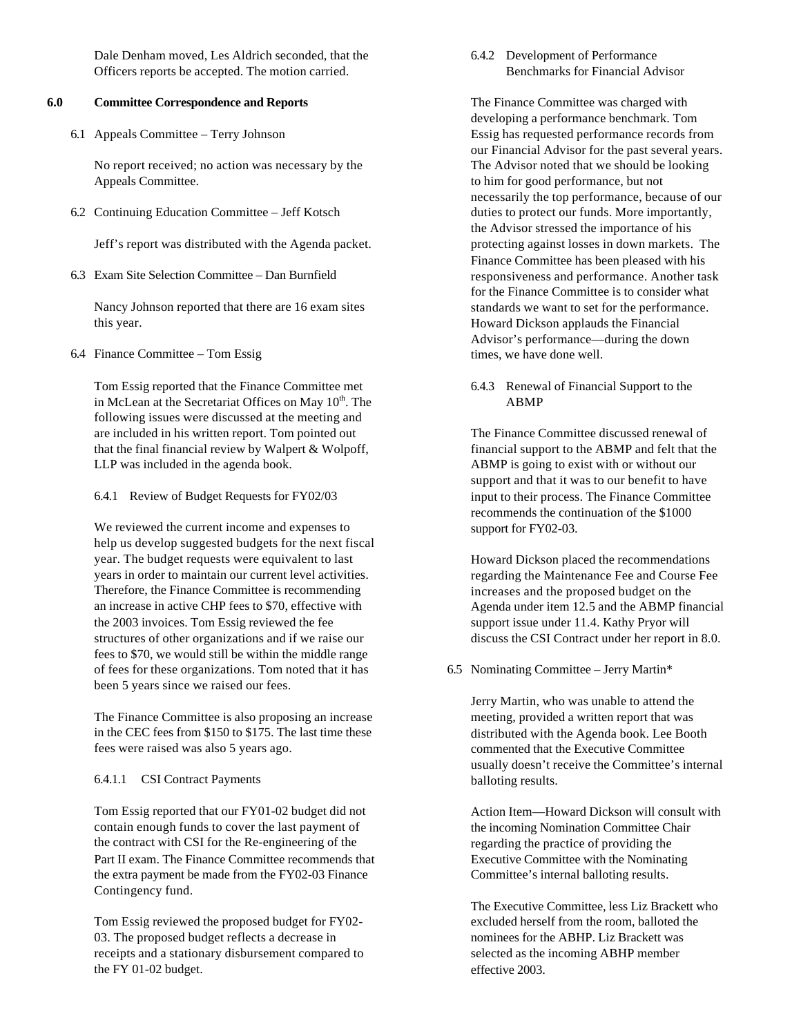Dale Denham moved, Les Aldrich seconded, that the Officers reports be accepted. The motion carried.

## 6.0 Committee Correspondence and Reports

6.1 Appeals Committee – Terry Johnson

No report received; no action was necessary by the Appeals Committee.

6.2 Continuing Education Committee – Jeff Kotsch

Jeff's report was distributed with the Agenda packet.

6.3 Exam Site Selection Committee – Dan Burnfield

Nancy Johnson reported that there are 16 exam sites this year.

6.4 Finance Committee – Tom Essig

Tom Essig reported that the Finance Committee met in McLean at the Secretariat Offices on May 10th. The following issues were discussed at the meeting and are included in his written report. Tom pointed out that the final financial review by Walpert & Wolpoff, LLP was included in the agenda book.

6.4.1 Review of Budget Requests for FY02/03

We reviewed the current income and expenses to help us develop suggested budgets for the next fiscal year. The budget requests were equivalent to last years in order to maintain our current level activities. Therefore, the Finance Committee is recommending an increase in active CHP fees to $70, effective with the 2003 invoices. Tom Essig reviewed the fee structures of other organizations and if we raise our fees to $70, we would still be within the middle range of fees for these organizations. Tom noted that it has been 5 years since we raised our fees.

The Finance Committee is also proposing an increase in the CEC fees from $150 to $175. The last time these fees were raised was also 5 years ago.

6.4.1.1 CSI Contract Payments

Tom Essig reported that our FY01-02 budget did not contain enough funds to cover the last payment of the contract with CSI for the Re-engineering of the Part II exam. The Finance Committee recommends that the extra payment be made from the FY02-03 Finance Contingency fund.

Tom Essig reviewed the proposed budget for FY02-03. The proposed budget reflects a decrease in receipts and a stationary disbursement compared to the FY 01-02 budget.

6.4.2 Development of Performance Benchmarks for Financial Advisor

The Finance Committee was charged with developing a performance benchmark. Tom Essig has requested performance records from our Financial Advisor for the past several years. The Advisor noted that we should be looking to him for good performance, but not necessarily the top performance, because of our duties to protect our funds. More importantly, the Advisor stressed the importance of his protecting against losses in down markets. The Finance Committee has been pleased with his responsiveness and performance. Another task for the Finance Committee is to consider what standards we want to set for the performance. Howard Dickson applauds the Financial Advisor's performance—during the down times, we have done well.

6.4.3 Renewal of Financial Support to the ABMP

The Finance Committee discussed renewal of financial support to the ABMP and felt that the ABMP is going to exist with or without our support and that it was to our benefit to have input to their process. The Finance Committee recommends the continuation of the $1000 support for FY02-03.

Howard Dickson placed the recommendations regarding the Maintenance Fee and Course Fee increases and the proposed budget on the Agenda under item 12.5 and the ABMP financial support issue under 11.4. Kathy Pryor will discuss the CSI Contract under her report in 8.0.

6.5 Nominating Committee – Jerry Martin*

Jerry Martin, who was unable to attend the meeting, provided a written report that was distributed with the Agenda book. Lee Booth commented that the Executive Committee usually doesn't receive the Committee's internal balloting results.

Action Item—Howard Dickson will consult with the incoming Nomination Committee Chair regarding the practice of providing the Executive Committee with the Nominating Committee's internal balloting results.

The Executive Committee, less Liz Brackett who excluded herself from the room, balloted the nominees for the ABHP. Liz Brackett was selected as the incoming ABHP member effective 2003.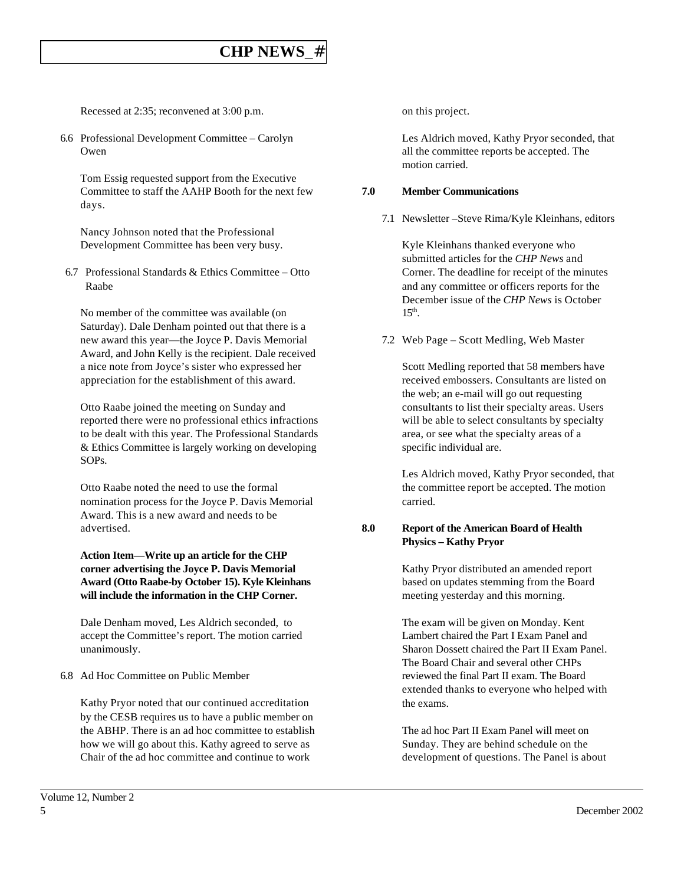Recessed at 2:35; reconvened at 3:00 p.m.

6.6 Professional Development Committee – Carolyn Owen

Tom Essig requested support from the Executive Committee to staff the AAHP Booth for the next few days.

Nancy Johnson noted that the Professional Development Committee has been very busy.

6.7 Professional Standards & Ethics Committee – Otto Raabe

No member of the committee was available (on Saturday). Dale Denham pointed out that there is a new award this year—the Joyce P. Davis Memorial Award, and John Kelly is the recipient. Dale received a nice note from Joyce's sister who expressed her appreciation for the establishment of this award.

Otto Raabe joined the meeting on Sunday and reported there were no professional ethics infractions to be dealt with this year. The Professional Standards & Ethics Committee is largely working on developing SOPs.

Otto Raabe noted the need to use the formal nomination process for the Joyce P. Davis Memorial Award. This is a new award and needs to be advertised.

**Action Item—Write up an article for the CHP corner advertising the Joyce P. Davis Memorial Award (Otto Raabe-by October 15). Kyle Kleinhans will include the information in the CHP Corner.**

Dale Denham moved, Les Aldrich seconded, to accept the Committee's report. The motion carried unanimously.

6.8 Ad Hoc Committee on Public Member

Kathy Pryor noted that our continued accreditation by the CESB requires us to have a public member on the ABHP. There is an ad hoc committee to establish how we will go about this. Kathy agreed to serve as Chair of the ad hoc committee and continue to work on this project.

Les Aldrich moved, Kathy Pryor seconded, that all the committee reports be accepted. The motion carried.

## 7.0 Member Communications

7.1 Newsletter –Steve Rima/Kyle Kleinhans, editors

Kyle Kleinhans thanked everyone who submitted articles for the *CHP News* and Corner. The deadline for receipt of the minutes and any committee or officers reports for the December issue of the *CHP News* is October 15th.

7.2 Web Page – Scott Medling, Web Master

Scott Medling reported that 58 members have received embossers. Consultants are listed on the web; an e-mail will go out requesting consultants to list their specialty areas. Users will be able to select consultants by specialty area, or see what the specialty areas of a specific individual are.

Les Aldrich moved, Kathy Pryor seconded, that the committee report be accepted. The motion carried.

## 8.0 Report of the American Board of Health Physics – Kathy Pryor

Kathy Pryor distributed an amended report based on updates stemming from the Board meeting yesterday and this morning.

The exam will be given on Monday. Kent Lambert chaired the Part I Exam Panel and Sharon Dossett chaired the Part II Exam Panel. The Board Chair and several other CHPs reviewed the final Part II exam. The Board extended thanks to everyone who helped with the exams.

The ad hoc Part II Exam Panel will meet on Sunday. They are behind schedule on the development of questions. The Panel is about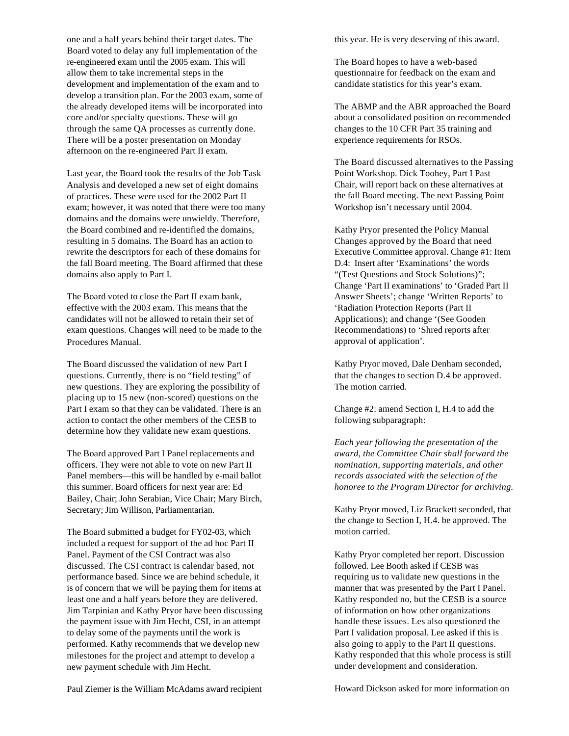one and a half years behind their target dates. The Board voted to delay any full implementation of the re-engineered exam until the 2005 exam. This will allow them to take incremental steps in the development and implementation of the exam and to develop a transition plan. For the 2003 exam, some of the already developed items will be incorporated into core and/or specialty questions. These will go through the same QA processes as currently done. There will be a poster presentation on Monday afternoon on the re-engineered Part II exam.

Last year, the Board took the results of the Job Task Analysis and developed a new set of eight domains of practices. These were used for the 2002 Part II exam; however, it was noted that there were too many domains and the domains were unwieldy. Therefore, the Board combined and re-identified the domains, resulting in 5 domains. The Board has an action to rewrite the descriptors for each of these domains for the fall Board meeting. The Board affirmed that these domains also apply to Part I.

The Board voted to close the Part II exam bank, effective with the 2003 exam. This means that the candidates will not be allowed to retain their set of exam questions. Changes will need to be made to the Procedures Manual.

The Board discussed the validation of new Part I questions. Currently, there is no "field testing" of new questions. They are exploring the possibility of placing up to 15 new (non-scored) questions on the Part I exam so that they can be validated. There is an action to contact the other members of the CESB to determine how they validate new exam questions.

The Board approved Part I Panel replacements and officers. They were not able to vote on new Part II Panel members—this will be handled by e-mail ballot this summer. Board officers for next year are: Ed Bailey, Chair; John Serabian, Vice Chair; Mary Birch, Secretary; Jim Willison, Parliamentarian.

The Board submitted a budget for FY02-03, which included a request for support of the ad hoc Part II Panel. Payment of the CSI Contract was also discussed. The CSI contract is calendar based, not performance based. Since we are behind schedule, it is of concern that we will be paying them for items at least one and a half years before they are delivered. Jim Tarpinian and Kathy Pryor have been discussing the payment issue with Jim Hecht, CSI, in an attempt to delay some of the payments until the work is performed. Kathy recommends that we develop new milestones for the project and attempt to develop a new payment schedule with Jim Hecht.

Paul Ziemer is the William McAdams award recipient this year. He is very deserving of this award.

The Board hopes to have a web-based questionnaire for feedback on the exam and candidate statistics for this year's exam.

The ABMP and the ABR approached the Board about a consolidated position on recommended changes to the 10 CFR Part 35 training and experience requirements for RSOs.

The Board discussed alternatives to the Passing Point Workshop. Dick Toohey, Part I Past Chair, will report back on these alternatives at the fall Board meeting. The next Passing Point Workshop isn't necessary until 2004.

Kathy Pryor presented the Policy Manual Changes approved by the Board that need Executive Committee approval. Change #1: Item D.4: Insert after 'Examinations' the words "(Test Questions and Stock Solutions)"; Change 'Part II examinations' to 'Graded Part II Answer Sheets'; change 'Written Reports' to 'Radiation Protection Reports (Part II Applications); and change '(See Gooden Recommendations) to 'Shred reports after approval of application'.

Kathy Pryor moved, Dale Denham seconded, that the changes to section D.4 be approved. The motion carried.

Change #2: amend Section I, H.4 to add the following subparagraph:

*Each year following the presentation of the award, the Committee Chair shall forward the nomination, supporting materials, and other records associated with the selection of the honoree to the Program Director for archiving.*

Kathy Pryor moved, Liz Brackett seconded, that the change to Section I, H.4. be approved. The motion carried.

Kathy Pryor completed her report. Discussion followed. Lee Booth asked if CESB was requiring us to validate new questions in the manner that was presented by the Part I Panel. Kathy responded no, but the CESB is a source of information on how other organizations handle these issues. Les also questioned the Part I validation proposal. Lee asked if this is also going to apply to the Part II questions. Kathy responded that this whole process is still under development and consideration.

Howard Dickson asked for more information on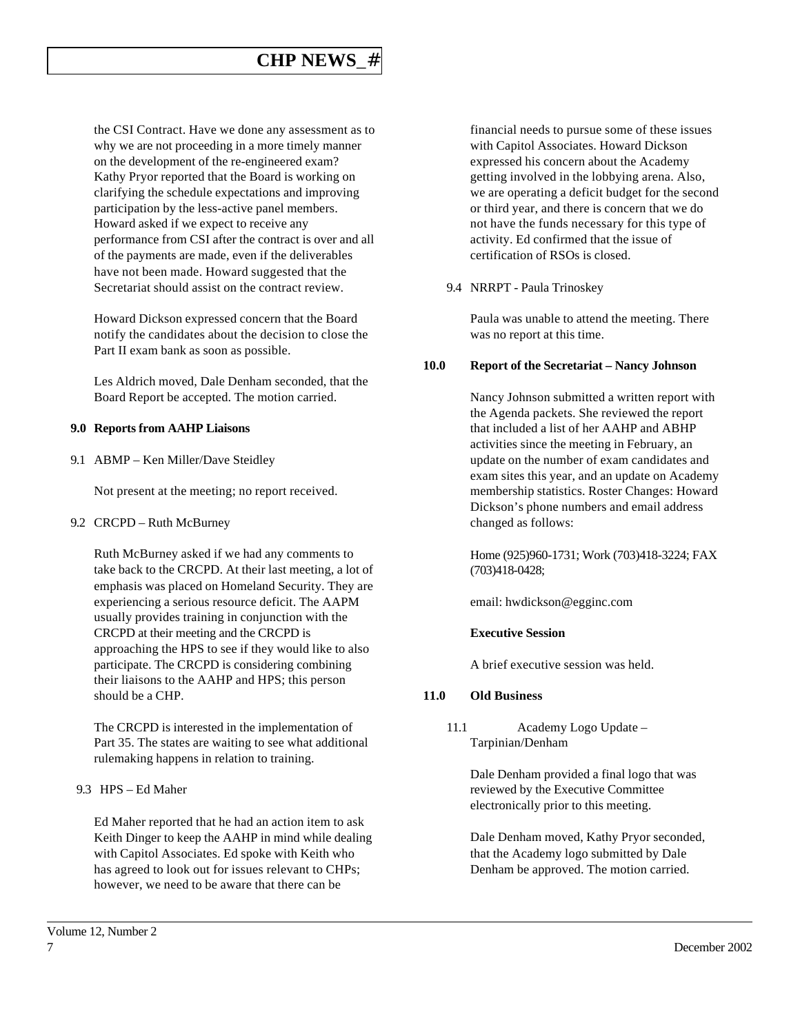the CSI Contract. Have we done any assessment as to why we are not proceeding in a more timely manner on the development of the re-engineered exam? Kathy Pryor reported that the Board is working on clarifying the schedule expectations and improving participation by the less-active panel members. Howard asked if we expect to receive any performance from CSI after the contract is over and all of the payments are made, even if the deliverables have not been made. Howard suggested that the Secretariat should assist on the contract review.

Howard Dickson expressed concern that the Board notify the candidates about the decision to close the Part II exam bank as soon as possible.

Les Aldrich moved, Dale Denham seconded, that the Board Report be accepted. The motion carried.

**9.0 Reports from AAHP Liaisons**

9.1 ABMP – Ken Miller/Dave Steidley

Not present at the meeting; no report received.

9.2 CRCPD – Ruth McBurney

Ruth McBurney asked if we had any comments to take back to the CRCPD. At their last meeting, a lot of emphasis was placed on Homeland Security. They are experiencing a serious resource deficit. The AAPM usually provides training in conjunction with the CRCPD at their meeting and the CRCPD is approaching the HPS to see if they would like to also participate. The CRCPD is considering combining their liaisons to the AAHP and HPS; this person should be a CHP.

The CRCPD is interested in the implementation of Part 35. The states are waiting to see what additional rulemaking happens in relation to training.

9.3 HPS – Ed Maher

Ed Maher reported that he had an action item to ask Keith Dinger to keep the AAHP in mind while dealing with Capitol Associates. Ed spoke with Keith who has agreed to look out for issues relevant to CHPs; however, we need to be aware that there can be financial needs to pursue some of these issues with Capitol Associates. Howard Dickson expressed his concern about the Academy getting involved in the lobbying arena. Also, we are operating a deficit budget for the second or third year, and there is concern that we do not have the funds necessary for this type of activity. Ed confirmed that the issue of certification of RSOs is closed.

9.4 NRRPT - Paula Trinoskey

Paula was unable to attend the meeting. There was no report at this time.

**10.0 Report of the Secretariat – Nancy Johnson**

Nancy Johnson submitted a written report with the Agenda packets. She reviewed the report that included a list of her AAHP and ABHP activities since the meeting in February, an update on the number of exam candidates and exam sites this year, and an update on Academy membership statistics. Roster Changes: Howard Dickson's phone numbers and email address changed as follows:

Home (925)960-1731; Work (703)418-3224; FAX (703)418-0428;

email: hwdickson@egginc.com

**Executive Session**

A brief executive session was held.

**11.0 Old Business**

11.1 Academy Logo Update – Tarpinian/Denham

Dale Denham provided a final logo that was reviewed by the Executive Committee electronically prior to this meeting.

Dale Denham moved, Kathy Pryor seconded, that the Academy logo submitted by Dale Denham be approved. The motion carried.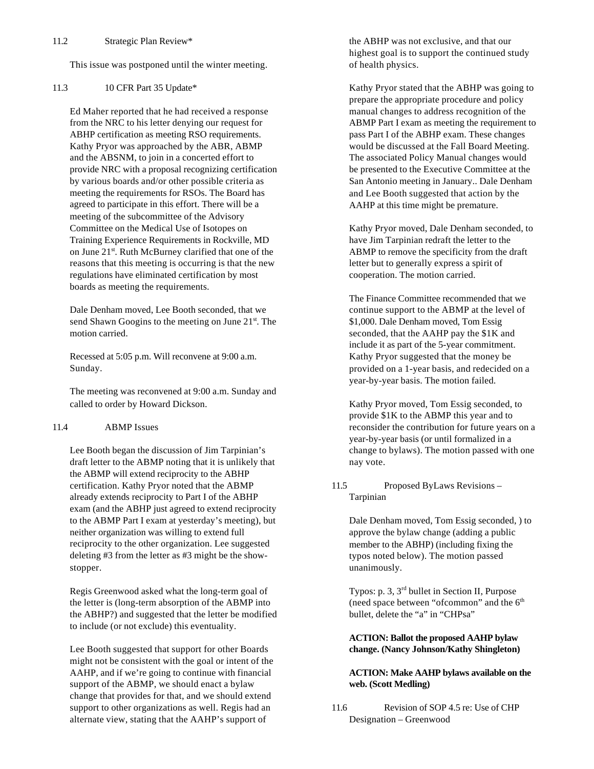11.2 Strategic Plan Review*

This issue was postponed until the winter meeting.

11.3 10 CFR Part 35 Update*

Ed Maher reported that he had received a response from the NRC to his letter denying our request for ABHP certification as meeting RSO requirements. Kathy Pryor was approached by the ABR, ABMP and the ABSNM, to join in a concerted effort to provide NRC with a proposal recognizing certification by various boards and/or other possible criteria as meeting the requirements for RSOs. The Board has agreed to participate in this effort. There will be a meeting of the subcommittee of the Advisory Committee on the Medical Use of Isotopes on Training Experience Requirements in Rockville, MD on June 21st. Ruth McBurney clarified that one of the reasons that this meeting is occurring is that the new regulations have eliminated certification by most boards as meeting the requirements.

Dale Denham moved, Lee Booth seconded, that we send Shawn Googins to the meeting on June 21st. The motion carried.

Recessed at 5:05 p.m. Will reconvene at 9:00 a.m. Sunday.

The meeting was reconvened at 9:00 a.m. Sunday and called to order by Howard Dickson.

11.4 ABMP Issues

Lee Booth began the discussion of Jim Tarpinian's draft letter to the ABMP noting that it is unlikely that the ABMP will extend reciprocity to the ABHP certification. Kathy Pryor noted that the ABMP already extends reciprocity to Part I of the ABHP exam (and the ABHP just agreed to extend reciprocity to the ABMP Part I exam at yesterday's meeting), but neither organization was willing to extend full reciprocity to the other organization. Lee suggested deleting #3 from the letter as #3 might be the show-stopper.

Regis Greenwood asked what the long-term goal of the letter is (long-term absorption of the ABMP into the ABHP?) and suggested that the letter be modified to include (or not exclude) this eventuality.

Lee Booth suggested that support for other Boards might not be consistent with the goal or intent of the AAHP, and if we're going to continue with financial support of the ABMP, we should enact a bylaw change that provides for that, and we should extend support to other organizations as well. Regis had an alternate view, stating that the AAHP's support of the ABHP was not exclusive, and that our highest goal is to support the continued study of health physics.

Kathy Pryor stated that the ABHP was going to prepare the appropriate procedure and policy manual changes to address recognition of the ABMP Part I exam as meeting the requirement to pass Part I of the ABHP exam. These changes would be discussed at the Fall Board Meeting. The associated Policy Manual changes would be presented to the Executive Committee at the San Antonio meeting in January.. Dale Denham and Lee Booth suggested that action by the AAHP at this time might be premature.

Kathy Pryor moved, Dale Denham seconded, to have Jim Tarpinian redraft the letter to the ABMP to remove the specificity from the draft letter but to generally express a spirit of cooperation. The motion carried.

The Finance Committee recommended that we continue support to the ABMP at the level of $1,000. Dale Denham moved, Tom Essig seconded, that the AAHP pay the $1K and include it as part of the 5-year commitment. Kathy Pryor suggested that the money be provided on a 1-year basis, and redecided on a year-by-year basis. The motion failed.

Kathy Pryor moved, Tom Essig seconded, to provide $1K to the ABMP this year and to reconsider the contribution for future years on a year-by-year basis (or until formalized in a change to bylaws). The motion passed with one nay vote.

11.5 Proposed ByLaws Revisions – Tarpinian

Dale Denham moved, Tom Essig seconded, ) to approve the bylaw change (adding a public member to the ABHP) (including fixing the typos noted below). The motion passed unanimously.

Typos: p. 3, 3rd bullet in Section II, Purpose (need space between "ofcommon" and the 6th bullet, delete the "a" in "CHPsa"

**ACTION: Ballot the proposed AAHP bylaw change. (Nancy Johnson/Kathy Shingleton)**

**ACTION: Make AAHP bylaws available on the web. (Scott Medling)**

11.6 Revision of SOP 4.5 re: Use of CHP Designation – Greenwood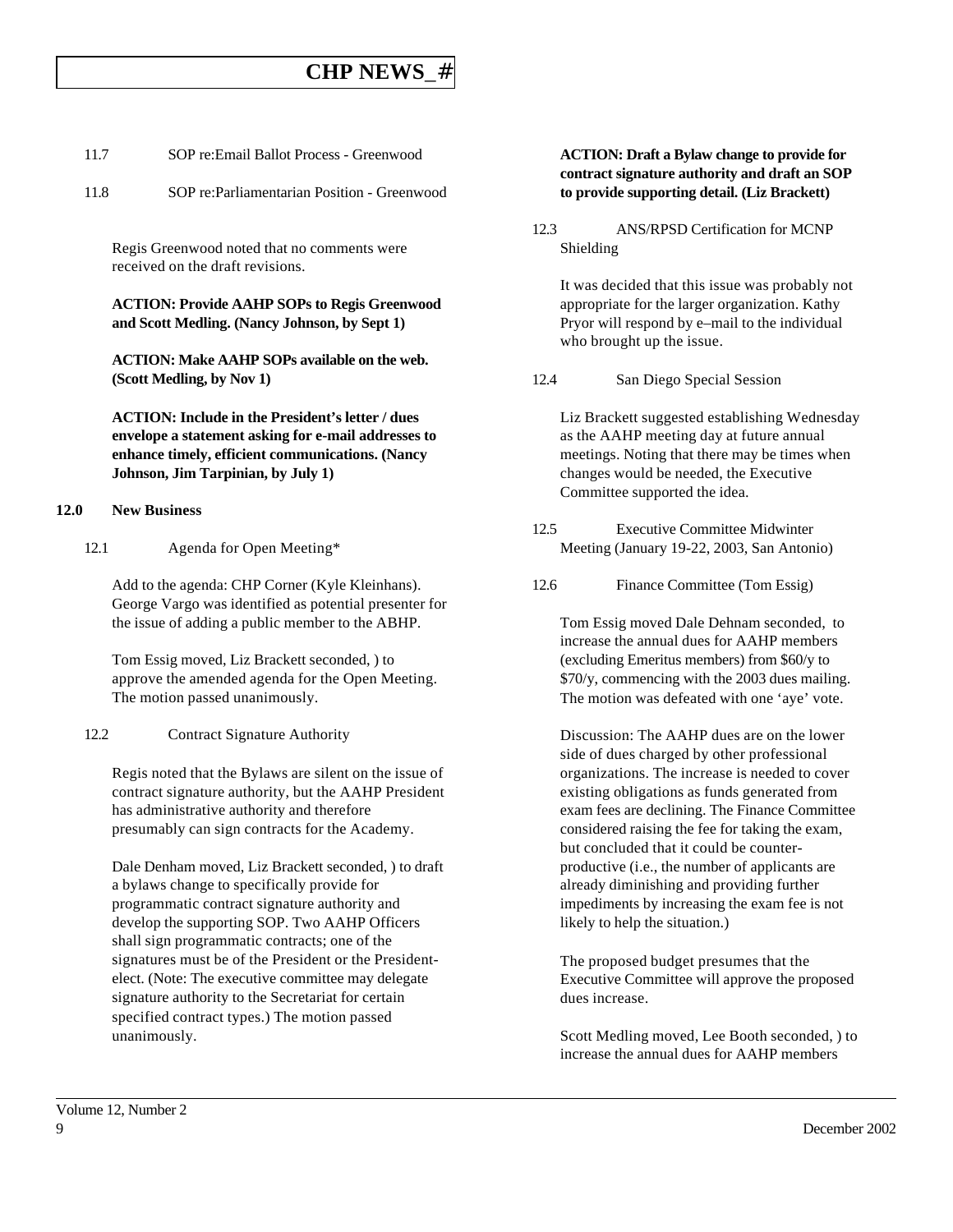11.7 SOP re:Email Ballot Process - Greenwood

11.8 SOP re:Parliamentarian Position - Greenwood

Regis Greenwood noted that no comments were received on the draft revisions.

**ACTION: Provide AAHP SOPs to Regis Greenwood and Scott Medling. (Nancy Johnson, by Sept 1)**

**ACTION: Make AAHP SOPs available on the web. (Scott Medling, by Nov 1)**

**ACTION: Include in the President's letter / dues envelope a statement asking for e-mail addresses to enhance timely, efficient communications. (Nancy Johnson, Jim Tarpinian, by July 1)**

**12.0 New Business**

12.1 Agenda for Open Meeting*

Add to the agenda: CHP Corner (Kyle Kleinhans). George Vargo was identified as potential presenter for the issue of adding a public member to the ABHP.

Tom Essig moved, Liz Brackett seconded, ) to approve the amended agenda for the Open Meeting. The motion passed unanimously.

12.2 Contract Signature Authority

Regis noted that the Bylaws are silent on the issue of contract signature authority, but the AAHP President has administrative authority and therefore presumably can sign contracts for the Academy.

Dale Denham moved, Liz Brackett seconded, ) to draft a bylaws change to specifically provide for programmatic contract signature authority and develop the supporting SOP. Two AAHP Officers shall sign programmatic contracts; one of the signatures must be of the President or the President-elect. (Note: The executive committee may delegate signature authority to the Secretariat for certain specified contract types.) The motion passed unanimously.

**ACTION: Draft a Bylaw change to provide for contract signature authority and draft an SOP to provide supporting detail. (Liz Brackett)**

12.3 ANS/RPSD Certification for MCNP Shielding

It was decided that this issue was probably not appropriate for the larger organization. Kathy Pryor will respond by e–mail to the individual who brought up the issue.

12.4 San Diego Special Session

Liz Brackett suggested establishing Wednesday as the AAHP meeting day at future annual meetings. Noting that there may be times when changes would be needed, the Executive Committee supported the idea.

12.5 Executive Committee Midwinter Meeting (January 19-22, 2003, San Antonio)

12.6 Finance Committee (Tom Essig)

Tom Essig moved Dale Dehnam seconded, to increase the annual dues for AAHP members (excluding Emeritus members) from \$60/y to \$70/y, commencing with the 2003 dues mailing. The motion was defeated with one 'aye' vote.

Discussion: The AAHP dues are on the lower side of dues charged by other professional organizations. The increase is needed to cover existing obligations as funds generated from exam fees are declining. The Finance Committee considered raising the fee for taking the exam, but concluded that it could be counter-productive (i.e., the number of applicants are already diminishing and providing further impediments by increasing the exam fee is not likely to help the situation.)

The proposed budget presumes that the Executive Committee will approve the proposed dues increase.

Scott Medling moved, Lee Booth seconded, ) to increase the annual dues for AAHP members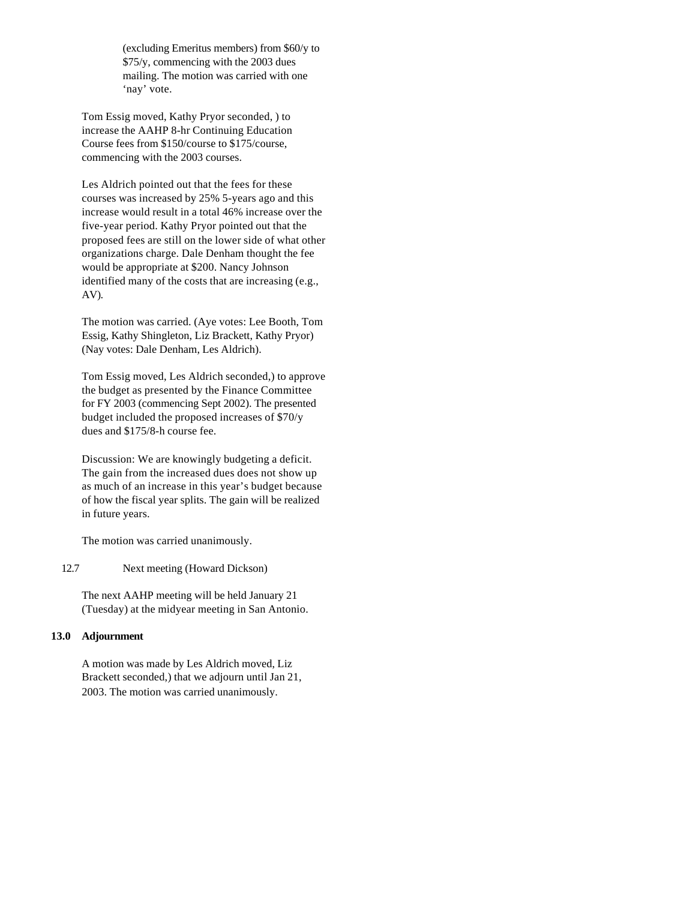(excluding Emeritus members) from \$60/y to \$75/y, commencing with the 2003 dues mailing. The motion was carried with one 'nay' vote.

Tom Essig moved, Kathy Pryor seconded, ) to increase the AAHP 8-hr Continuing Education Course fees from \$150/course to \$175/course, commencing with the 2003 courses.

Les Aldrich pointed out that the fees for these courses was increased by 25% 5-years ago and this increase would result in a total 46% increase over the five-year period. Kathy Pryor pointed out that the proposed fees are still on the lower side of what other organizations charge. Dale Denham thought the fee would be appropriate at \$200. Nancy Johnson identified many of the costs that are increasing (e.g., AV).

The motion was carried. (Aye votes: Lee Booth, Tom Essig, Kathy Shingleton, Liz Brackett, Kathy Pryor) (Nay votes: Dale Denham, Les Aldrich).

Tom Essig moved, Les Aldrich seconded,) to approve the budget as presented by the Finance Committee for FY 2003 (commencing Sept 2002). The presented budget included the proposed increases of \$70/y dues and \$175/8-h course fee.

Discussion: We are knowingly budgeting a deficit. The gain from the increased dues does not show up as much of an increase in this year's budget because of how the fiscal year splits. The gain will be realized in future years.

The motion was carried unanimously.

12.7 Next meeting (Howard Dickson)

The next AAHP meeting will be held January 21 (Tuesday) at the midyear meeting in San Antonio.

**13.0 Adjournment**

A motion was made by Les Aldrich moved, Liz Brackett seconded,) that we adjourn until Jan 21, 2003. The motion was carried unanimously.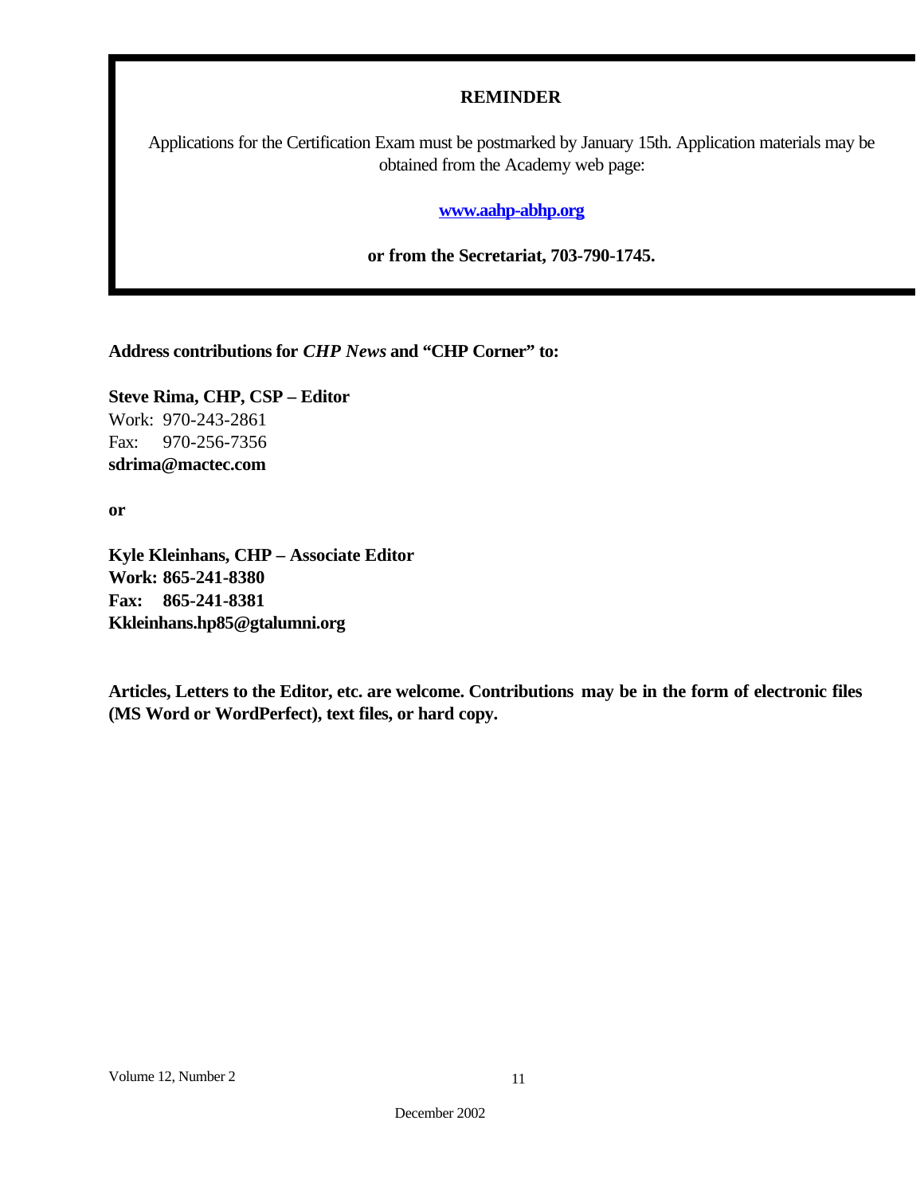**REMINDER**

Applications for the Certification Exam must be postmarked by January 15th. Application materials may be obtained from the Academy web page:

**www.aahp-abhp.org**

**or from the Secretariat, 703-790-1745.**

**Address contributions for *CHP News* and "CHP Corner" to:**

**Steve Rima, CHP, CSP – Editor**
Work: 970-243-2861
Fax: 970-256-7356
**sdrima@mactec.com**

**or**

**Kyle Kleinhans, CHP – Associate Editor**
**Work: 865-241-8380**
**Fax: 865-241-8381**
**Kkleinhans.hp85@gtalumni.org**

**Articles, Letters to the Editor, etc. are welcome. Contributions may be in the form of electronic files (MS Word or WordPerfect), text files, or hard copy.**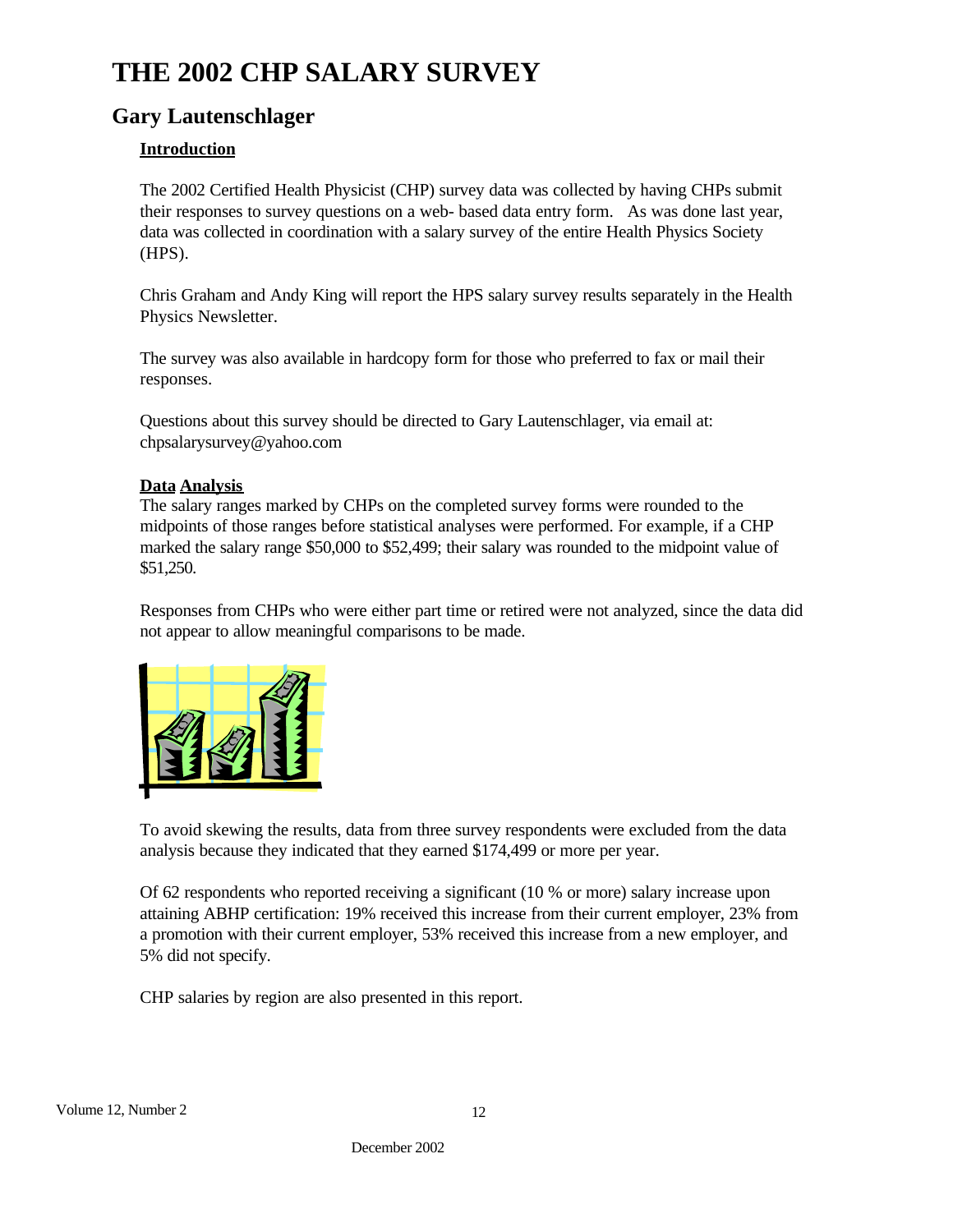# THE 2002 CHP SALARY SURVEY

## Gary Lautenschlager

**Introduction**

The 2002 Certified Health Physicist (CHP) survey data was collected by having CHPs submit their responses to survey questions on a web- based data entry form. As was done last year, data was collected in coordination with a salary survey of the entire Health Physics Society (HPS).

Chris Graham and Andy King will report the HPS salary survey results separately in the Health Physics Newsletter.

The survey was also available in hardcopy form for those who preferred to fax or mail their responses.

Questions about this survey should be directed to Gary Lautenschlager, via email at: chpsalarysurvey@yahoo.com

**Data Analysis**

The salary ranges marked by CHPs on the completed survey forms were rounded to the midpoints of those ranges before statistical analyses were performed. For example, if a CHP marked the salary range $50,000 to $52,499; their salary was rounded to the midpoint value of $51,250.

Responses from CHPs who were either part time or retired were not analyzed, since the data did not appear to allow meaningful comparisons to be made.

To avoid skewing the results, data from three survey respondents were excluded from the data analysis because they indicated that they earned $174,499 or more per year.

Of 62 respondents who reported receiving a significant (10 % or more) salary increase upon attaining ABHP certification: 19% received this increase from their current employer, 23% from a promotion with their current employer, 53% received this increase from a new employer, and 5% did not specify.

CHP salaries by region are also presented in this report.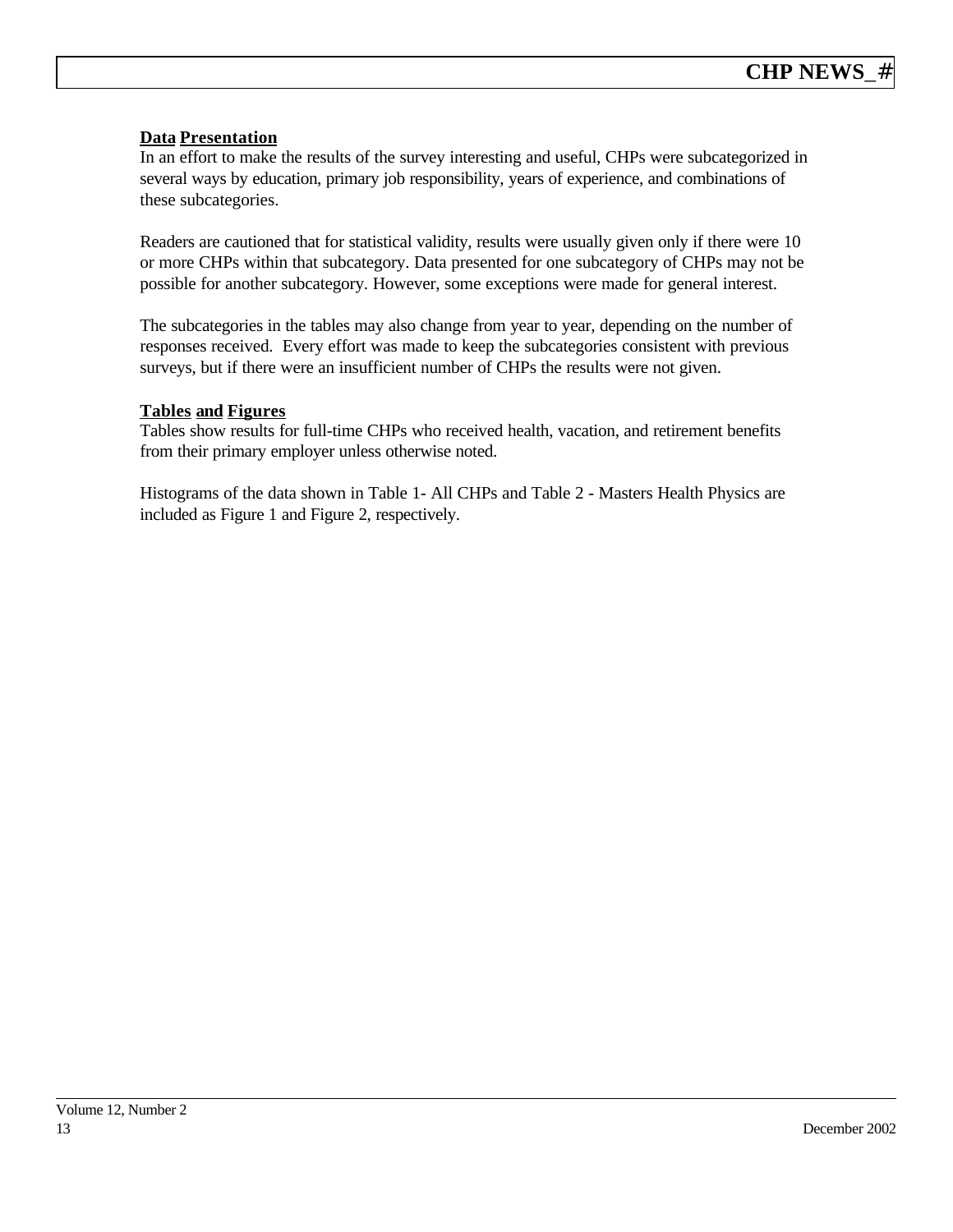**Data Presentation**

In an effort to make the results of the survey interesting and useful, CHPs were subcategorized in several ways by education, primary job responsibility, years of experience, and combinations of these subcategories.

Readers are cautioned that for statistical validity, results were usually given only if there were 10 or more CHPs within that subcategory. Data presented for one subcategory of CHPs may not be possible for another subcategory. However, some exceptions were made for general interest.

The subcategories in the tables may also change from year to year, depending on the number of responses received. Every effort was made to keep the subcategories consistent with previous surveys, but if there were an insufficient number of CHPs the results were not given.

**Tables and Figures**

Tables show results for full-time CHPs who received health, vacation, and retirement benefits from their primary employer unless otherwise noted.

Histograms of the data shown in Table 1- All CHPs and Table 2 - Masters Health Physics are included as Figure 1 and Figure 2, respectively.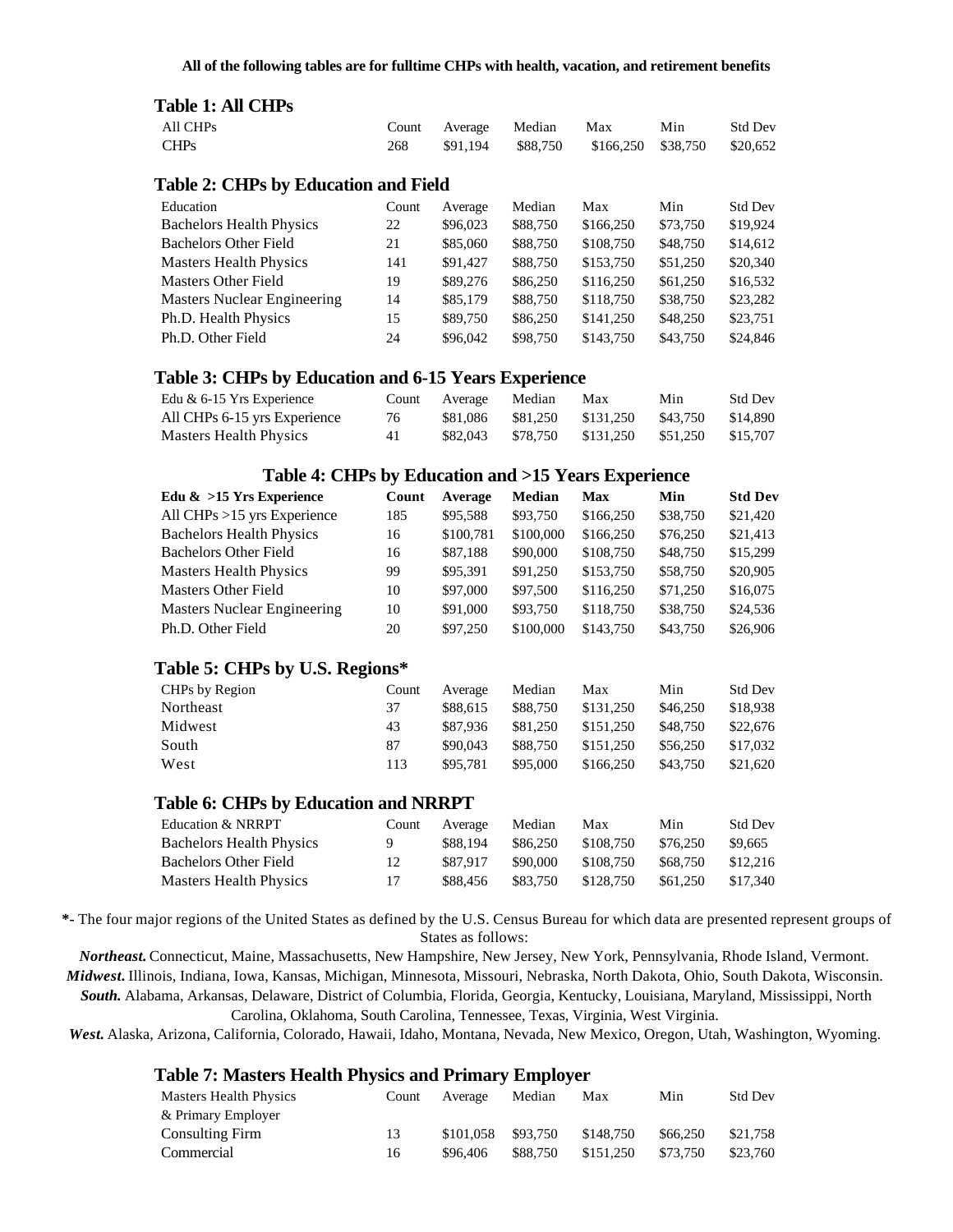**All of the following tables are for fulltime CHPs with health, vacation, and retirement benefits**

## Table 1: All CHPs

| All CHPs | Count | Average | Median | Max | Min | Std Dev |
|---|---|---|---|---|---|---|
| CHPs | 268 | $91,194 | $88,750 | $166,250 | $38,750 | $20,652 |

## Table 2: CHPs by Education and Field

| Education | Count | Average | Median | Max | Min | Std Dev |
|---|---|---|---|---|---|---|
| Bachelors Health Physics | 22 | $96,023 | $88,750 | $166,250 | $73,750 | $19,924 |
| Bachelors Other Field | 21 | $85,060 | $88,750 | $108,750 | $48,750 | $14,612 |
| Masters Health Physics | 141 | $91,427 | $88,750 | $153,750 | $51,250 | $20,340 |
| Masters Other Field | 19 | $89,276 | $86,250 | $116,250 | $61,250 | $16,532 |
| Masters Nuclear Engineering | 14 | $85,179 | $88,750 | $118,750 | $38,750 | $23,282 |
| Ph.D. Health Physics | 15 | $89,750 | $86,250 | $141,250 | $48,250 | $23,751 |
| Ph.D. Other Field | 24 | $96,042 | $98,750 | $143,750 | $43,750 | $24,846 |

## Table 3: CHPs by Education and 6-15 Years Experience

| Edu & 6-15 Yrs Experience | Count | Average | Median | Max | Min | Std Dev |
|---|---|---|---|---|---|---|
| All CHPs 6-15 yrs Experience | 76 | $81,086 | $81,250 | $131,250 | $43,750 | $14,890 |
| Masters Health Physics | 41 | $82,043 | $78,750 | $131,250 | $51,250 | $15,707 |

## Table 4: CHPs by Education and >15 Years Experience

| **Edu & >15 Yrs Experience** | **Count** | **Average** | **Median** | **Max** | **Min** | **Std Dev** |
|---|---|---|---|---|---|---|
| All CHPs >15 yrs Experience | 185 | $95,588 | $93,750 | $166,250 | $38,750 | $21,420 |
| Bachelors Health Physics | 16 | $100,781 | $100,000 | $166,250 | $76,250 | $21,413 |
| Bachelors Other Field | 16 | $87,188 | $90,000 | $108,750 | $48,750 | $15,299 |
| Masters Health Physics | 99 | $95,391 | $91,250 | $153,750 | $58,750 | $20,905 |
| Masters Other Field | 10 | $97,000 | $97,500 | $116,250 | $71,250 | $16,075 |
| Masters Nuclear Engineering | 10 | $91,000 | $93,750 | $118,750 | $38,750 | $24,536 |
| Ph.D. Other Field | 20 | $97,250 | $100,000 | $143,750 | $43,750 | $26,906 |

## Table 5: CHPs by U.S. Regions*

| CHPs by Region | Count | Average | Median | Max | Min | Std Dev |
|---|---|---|---|---|---|---|
| Northeast | 37 | $88,615 | $88,750 | $131,250 | $46,250 | $18,938 |
| Midwest | 43 | $87,936 | $81,250 | $151,250 | $48,750 | $22,676 |
| South | 87 | $90,043 | $88,750 | $151,250 | $56,250 | $17,032 |
| West | 113 | $95,781 | $95,000 | $166,250 | $43,750 | $21,620 |

## Table 6: CHPs by Education and NRRPT

| Education & NRRPT | Count | Average | Median | Max | Min | Std Dev |
|---|---|---|---|---|---|---|
| Bachelors Health Physics | 9 | $88,194 | $86,250 | $108,750 | $76,250 | $9,665 |
| Bachelors Other Field | 12 | $87,917 | $90,000 | $108,750 | $68,750 | $12,216 |
| Masters Health Physics | 17 | $88,456 | $83,750 | $128,750 | $61,250 | $17,340 |

**\***- The four major regions of the United States as defined by the U.S. Census Bureau for which data are presented represent groups of States as follows:

***Northeast.*** Connecticut, Maine, Massachusetts, New Hampshire, New Jersey, New York, Pennsylvania, Rhode Island, Vermont.
***Midwest.*** Illinois, Indiana, Iowa, Kansas, Michigan, Minnesota, Missouri, Nebraska, North Dakota, Ohio, South Dakota, Wisconsin.
***South.*** Alabama, Arkansas, Delaware, District of Columbia, Florida, Georgia, Kentucky, Louisiana, Maryland, Mississippi, North Carolina, Oklahoma, South Carolina, Tennessee, Texas, Virginia, West Virginia.
***West.*** Alaska, Arizona, California, Colorado, Hawaii, Idaho, Montana, Nevada, New Mexico, Oregon, Utah, Washington, Wyoming.

## Table 7: Masters Health Physics and Primary Employer

| Masters Health Physics & Primary Employer | Count | Average | Median | Max | Min | Std Dev |
|---|---|---|---|---|---|---|
| Consulting Firm | 13 | $101,058 | $93,750 | $148,750 | $66,250 | $21,758 |
| Commercial | 16 | $96,406 | $88,750 | $151,250 | $73,750 | $23,760 |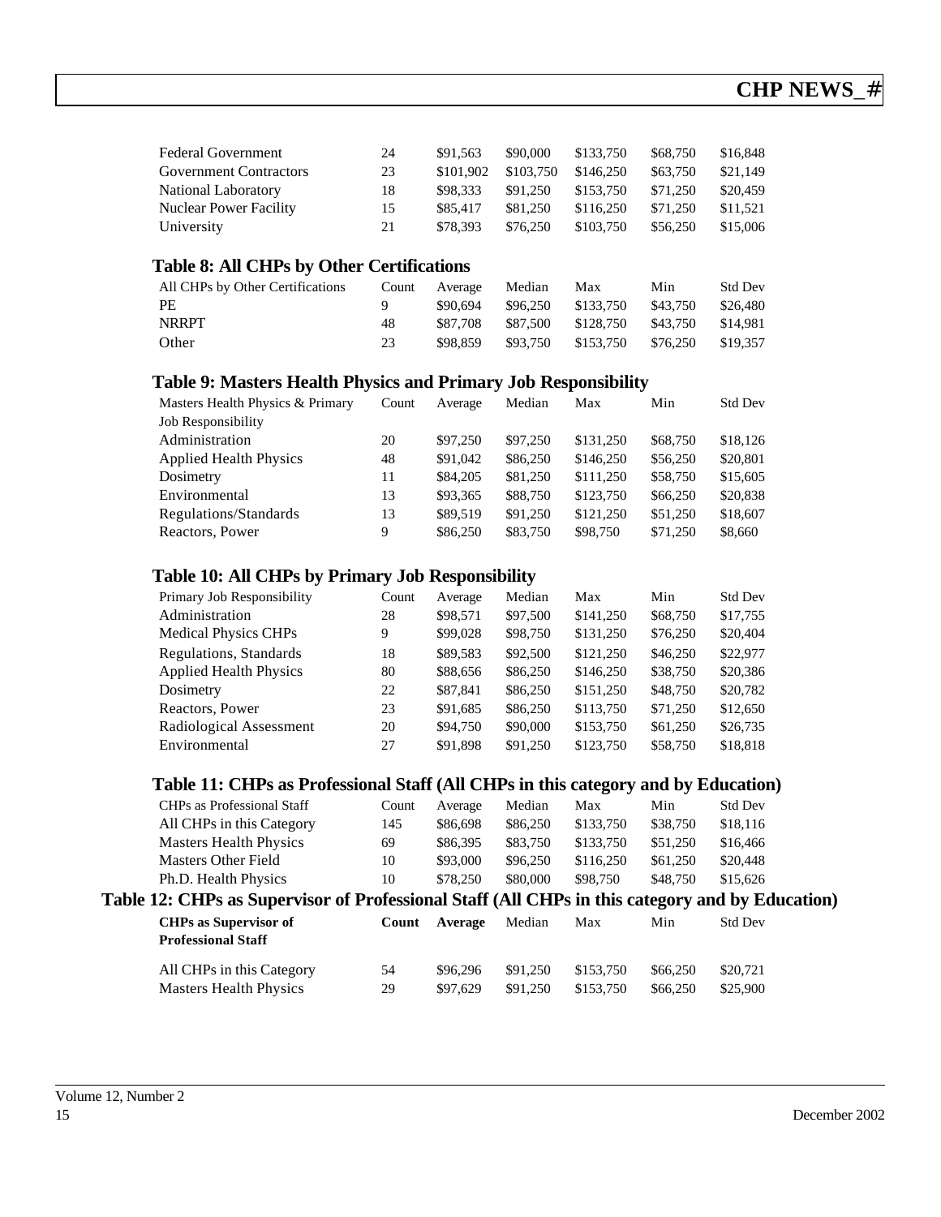| | | | | | | |
|---|---|---|---|---|---|---|
| Federal Government | 24 | $91,563 | $90,000 | $133,750 | $68,750 | $16,848 |
| Government Contractors | 23 | $101,902 | $103,750 | $146,250 | $63,750 | $21,149 |
| National Laboratory | 18 | $98,333 | $91,250 | $153,750 | $71,250 | $20,459 |
| Nuclear Power Facility | 15 | $85,417 | $81,250 | $116,250 | $71,250 | $11,521 |
| University | 21 | $78,393 | $76,250 | $103,750 | $56,250 | $15,006 |

## Table 8: All CHPs by Other Certifications

| All CHPs by Other Certifications | Count | Average | Median | Max | Min | Std Dev |
|---|---|---|---|---|---|---|
| PE | 9 | $90,694 | $96,250 | $133,750 | $43,750 | $26,480 |
| NRRPT | 48 | $87,708 | $87,500 | $128,750 | $43,750 | $14,981 |
| Other | 23 | $98,859 | $93,750 | $153,750 | $76,250 | $19,357 |

## Table 9: Masters Health Physics and Primary Job Responsibility

| Masters Health Physics & Primary Job Responsibility | Count | Average | Median | Max | Min | Std Dev |
|---|---|---|---|---|---|---|
| Administration | 20 | $97,250 | $97,250 | $131,250 | $68,750 | $18,126 |
| Applied Health Physics | 48 | $91,042 | $86,250 | $146,250 | $56,250 | $20,801 |
| Dosimetry | 11 | $84,205 | $81,250 | $111,250 | $58,750 | $15,605 |
| Environmental | 13 | $93,365 | $88,750 | $123,750 | $66,250 | $20,838 |
| Regulations/Standards | 13 | $89,519 | $91,250 | $121,250 | $51,250 | $18,607 |
| Reactors, Power | 9 | $86,250 | $83,750 | $98,750 | $71,250 | $8,660 |

## Table 10: All CHPs by Primary Job Responsibility

| Primary Job Responsibility | Count | Average | Median | Max | Min | Std Dev |
|---|---|---|---|---|---|---|
| Administration | 28 | $98,571 | $97,500 | $141,250 | $68,750 | $17,755 |
| Medical Physics CHPs | 9 | $99,028 | $98,750 | $131,250 | $76,250 | $20,404 |
| Regulations, Standards | 18 | $89,583 | $92,500 | $121,250 | $46,250 | $22,977 |
| Applied Health Physics | 80 | $88,656 | $86,250 | $146,250 | $38,750 | $20,386 |
| Dosimetry | 22 | $87,841 | $86,250 | $151,250 | $48,750 | $20,782 |
| Reactors, Power | 23 | $91,685 | $86,250 | $113,750 | $71,250 | $12,650 |
| Radiological Assessment | 20 | $94,750 | $90,000 | $153,750 | $61,250 | $26,735 |
| Environmental | 27 | $91,898 | $91,250 | $123,750 | $58,750 | $18,818 |

## Table 11: CHPs as Professional Staff (All CHPs in this category and by Education)

| CHPs as Professional Staff | Count | Average | Median | Max | Min | Std Dev |
|---|---|---|---|---|---|---|
| All CHPs in this Category | 145 | $86,698 | $86,250 | $133,750 | $38,750 | $18,116 |
| Masters Health Physics | 69 | $86,395 | $83,750 | $133,750 | $51,250 | $16,466 |
| Masters Other Field | 10 | $93,000 | $96,250 | $116,250 | $61,250 | $20,448 |
| Ph.D. Health Physics | 10 | $78,250 | $80,000 | $98,750 | $48,750 | $15,626 |

## Table 12: CHPs as Supervisor of Professional Staff (All CHPs in this category and by Education)

| **CHPs as Supervisor of Professional Staff** | **Count** | **Average** | Median | Max | Min | Std Dev |
|---|---|---|---|---|---|---|
| All CHPs in this Category | 54 | $96,296 | $91,250 | $153,750 | $66,250 | $20,721 |
| Masters Health Physics | 29 | $97,629 | $91,250 | $153,750 | $66,250 | $25,900 |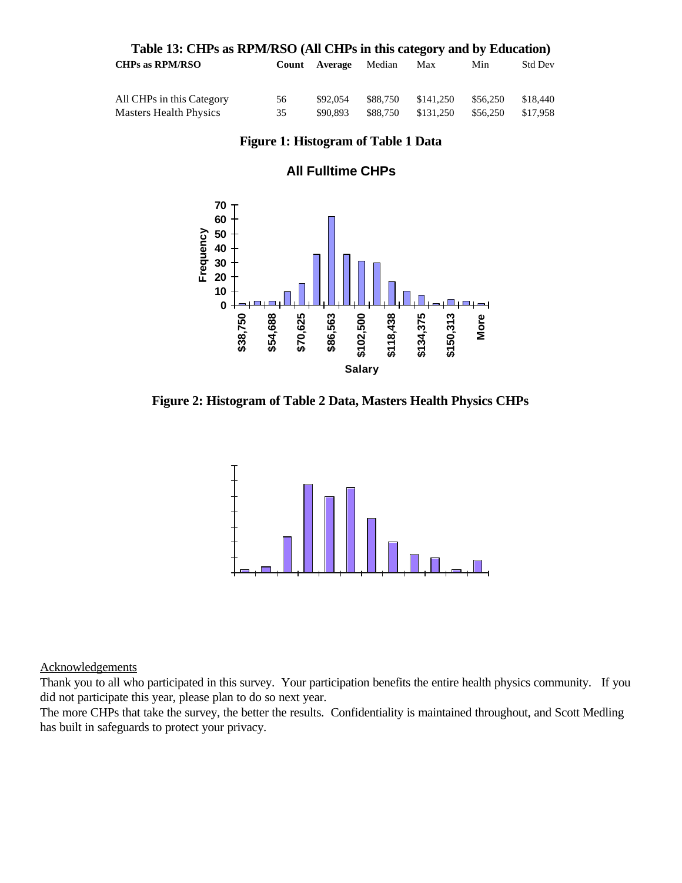**Table 13: CHPs as RPM/RSO (All CHPs in this category and by Education)**

| CHPs as RPM/RSO | Count | Average | Median | Max | Min | Std Dev |
|---|---|---|---|---|---|---|
| All CHPs in this Category | 56 | $92,054 | $88,750 | $141,250 | $56,250 | $18,440 |
| Masters Health Physics | 35 | $90,893 | $88,750 | $131,250 | $56,250 | $17,958 |

**Figure 1: Histogram of Table 1 Data**

**Figure 2: Histogram of Table 2 Data, Masters Health Physics CHPs**

Acknowledgements

Thank you to all who participated in this survey. Your participation benefits the entire health physics community. If you did not participate this year, please plan to do so next year.

The more CHPs that take the survey, the better the results. Confidentiality is maintained throughout, and Scott Medling has built in safeguards to protect your privacy.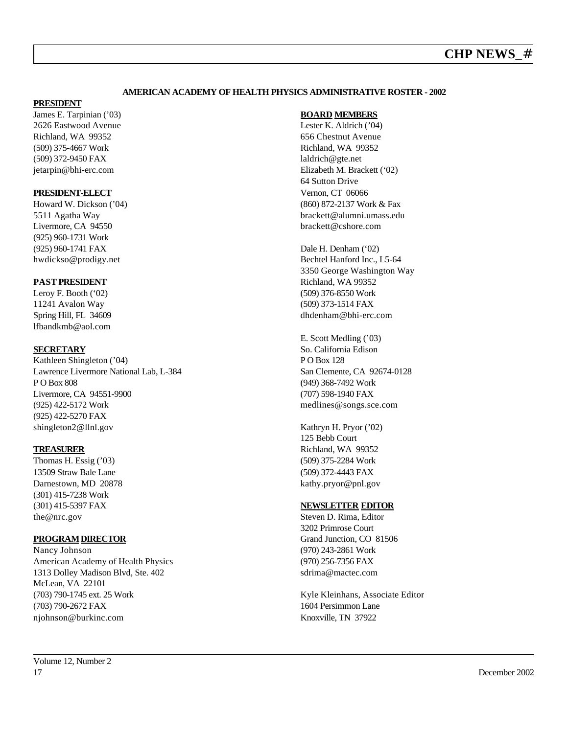## AMERICAN ACADEMY OF HEALTH PHYSICS ADMINISTRATIVE ROSTER - 2002

### PRESIDENT

James E. Tarpinian ('03)
2626 Eastwood Avenue
Richland, WA 99352
(509) 375-4667 Work
(509) 372-9450 FAX
jetarpin@bhi-erc.com

### PRESIDENT-ELECT

Howard W. Dickson ('04)
5511 Agatha Way
Livermore, CA 94550
(925) 960-1731 Work
(925) 960-1741 FAX
hwdickso@prodigy.net

### PAST PRESIDENT

Leroy F. Booth ('02)
11241 Avalon Way
Spring Hill, FL 34609
lfbandkmb@aol.com

### SECRETARY

Kathleen Shingleton ('04)
Lawrence Livermore National Lab, L-384
P O Box 808
Livermore, CA 94551-9900
(925) 422-5172 Work
(925) 422-5270 FAX
shingleton2@llnl.gov

### TREASURER

Thomas H. Essig ('03)
13509 Straw Bale Lane
Darnestown, MD 20878
(301) 415-7238 Work
(301) 415-5397 FAX
the@nrc.gov

### PROGRAM DIRECTOR

Nancy Johnson
American Academy of Health Physics
1313 Dolley Madison Blvd, Ste. 402
McLean, VA 22101
(703) 790-1745 ext. 25 Work
(703) 790-2672 FAX
njohnson@burkinc.com

### BOARD MEMBERS

Lester K. Aldrich ('04)
656 Chestnut Avenue
Richland, WA 99352
laldrich@gte.net

Elizabeth M. Brackett ('02)
64 Sutton Drive
Vernon, CT 06066
(860) 872-2137 Work & Fax
brackett@alumni.umass.edu
brackett@cshore.com

Dale H. Denham ('02)
Bechtel Hanford Inc., L5-64
3350 George Washington Way
Richland, WA 99352
(509) 376-8550 Work
(509) 373-1514 FAX
dhdenham@bhi-erc.com

E. Scott Medling ('03)
So. California Edison
P O Box 128
San Clemente, CA 92674-0128
(949) 368-7492 Work
(707) 598-1940 FAX
medlines@songs.sce.com

Kathryn H. Pryor ('02)
125 Bebb Court
Richland, WA 99352
(509) 375-2284 Work
(509) 372-4443 FAX
kathy.pryor@pnl.gov

### NEWSLETTER EDITOR

Steven D. Rima, Editor
3202 Primrose Court
Grand Junction, CO 81506
(970) 243-2861 Work
(970) 256-7356 FAX
sdrima@mactec.com

Kyle Kleinhans, Associate Editor
1604 Persimmon Lane
Knoxville, TN 37922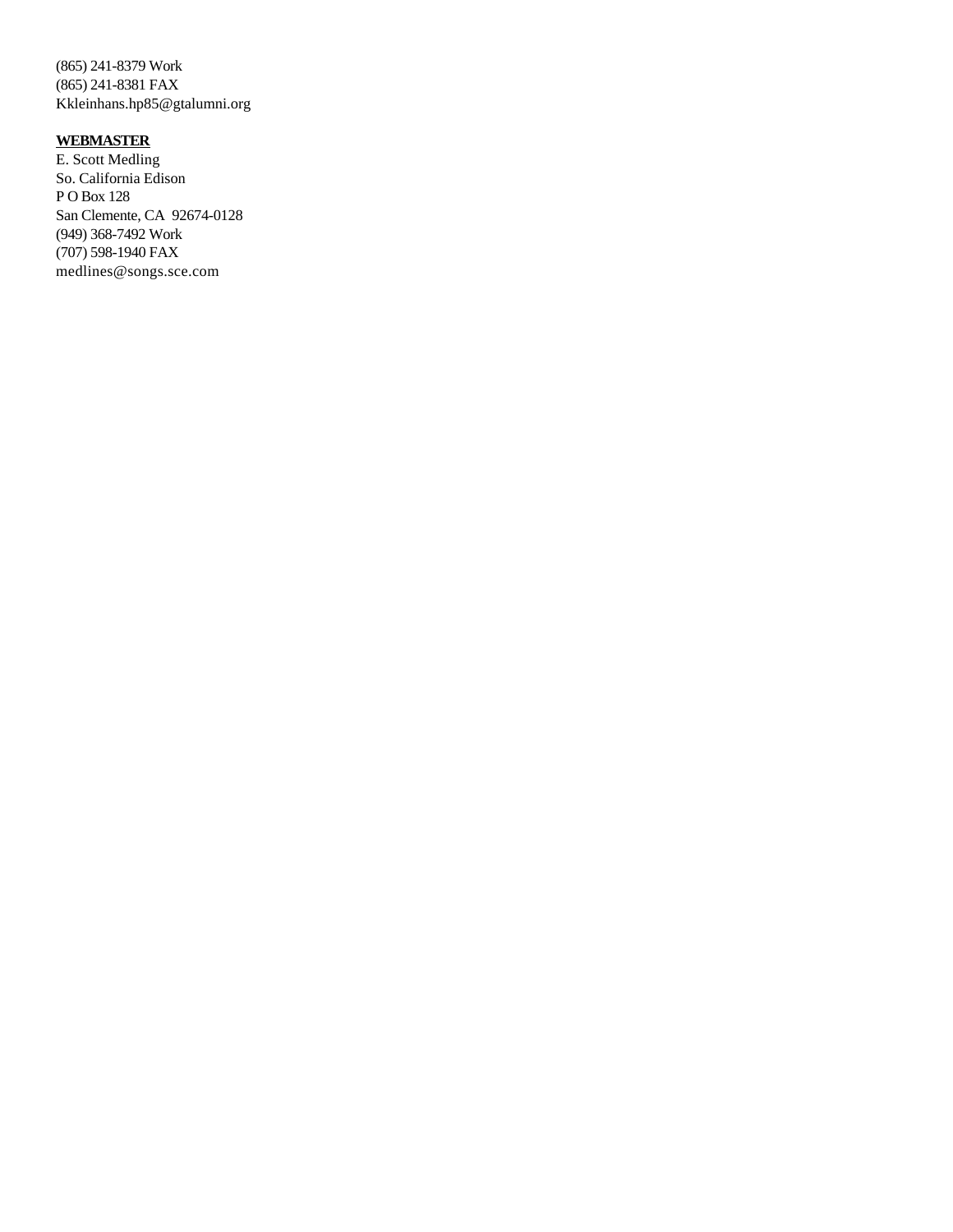(865) 241-8379 Work
(865) 241-8381 FAX
Kkleinhans.hp85@gtalumni.org

**<u>WEBMASTER</u>**
E. Scott Medling
So. California Edison
P O Box 128
San Clemente, CA 92674-0128
(949) 368-7492 Work
(707) 598-1940 FAX
medlines@songs.sce.com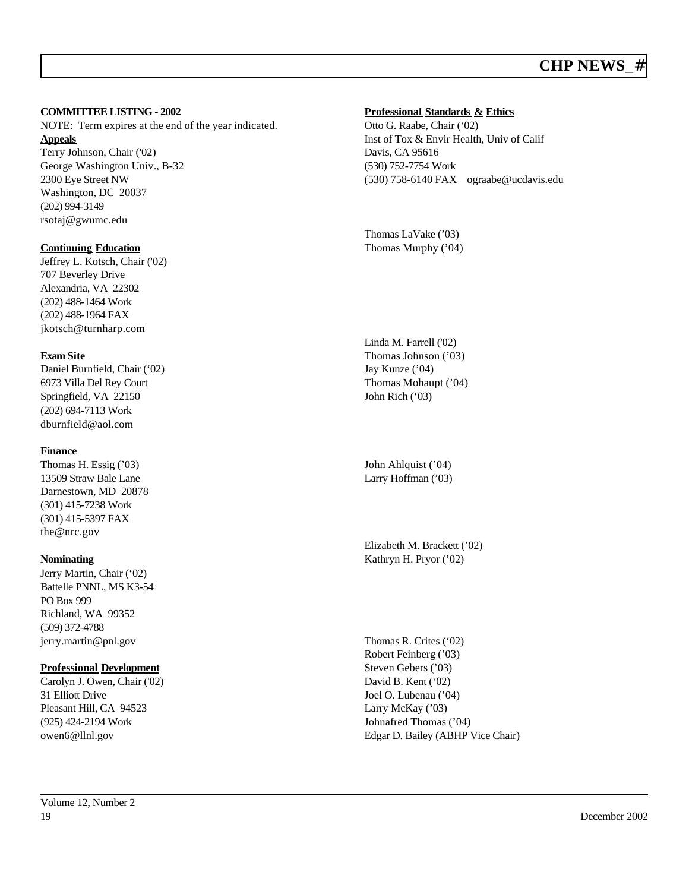**COMMITTEE LISTING - 2002**

NOTE: Term expires at the end of the year indicated.

**Appeals**

Terry Johnson, Chair ('02)
George Washington Univ., B-32
2300 Eye Street NW
Washington, DC 20037
(202) 994-3149
rsotaj@gwumc.edu

**Continuing Education**

Jeffrey L. Kotsch, Chair ('02)
707 Beverley Drive
Alexandria, VA 22302
(202) 488-1464 Work
(202) 488-1964 FAX
jkotsch@turnharp.com

Thomas LaVake ('03)
Thomas Murphy ('04)

**Exam Site**

Daniel Burnfield, Chair ('02)
6973 Villa Del Rey Court
Springfield, VA 22150
(202) 694-7113 Work
dburnfield@aol.com

Linda M. Farrell ('02)
Thomas Johnson ('03)
Jay Kunze ('04)
Thomas Mohaupt ('04)
John Rich ('03)

**Finance**

Thomas H. Essig ('03)
13509 Straw Bale Lane
Darnestown, MD 20878
(301) 415-7238 Work
(301) 415-5397 FAX
the@nrc.gov

John Ahlquist ('04)
Larry Hoffman ('03)

**Nominating**

Jerry Martin, Chair ('02)
Battelle PNNL, MS K3-54
PO Box 999
Richland, WA 99352
(509) 372-4788
jerry.martin@pnl.gov

Elizabeth M. Brackett ('02)
Kathryn H. Pryor ('02)

**Professional Development**

Carolyn J. Owen, Chair ('02)
31 Elliott Drive
Pleasant Hill, CA 94523
(925) 424-2194 Work
owen6@llnl.gov

Thomas R. Crites ('02)
Robert Feinberg ('03)
Steven Gebers ('03)
David B. Kent ('02)
Joel O. Lubenau ('04)
Larry McKay ('03)
Johnafred Thomas ('04)
Edgar D. Bailey (ABHP Vice Chair)

**Professional Standards & Ethics**

Otto G. Raabe, Chair ('02)
Inst of Tox & Envir Health, Univ of Calif
Davis, CA 95616
(530) 752-7754 Work
(530) 758-6140 FAX ograabe@ucdavis.edu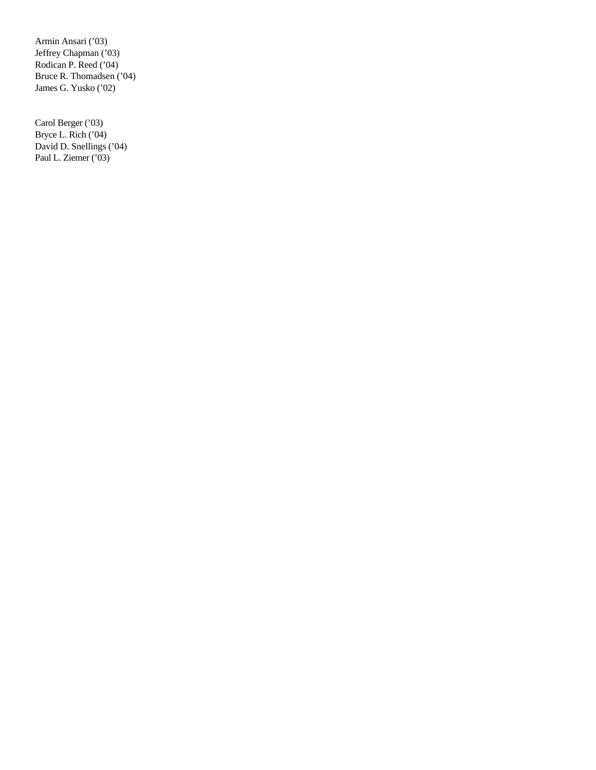Armin Ansari ('03)
Jeffrey Chapman ('03)
Rodican P. Reed ('04)
Bruce R. Thomadsen ('04)
James G. Yusko ('02)

Carol Berger ('03)
Bryce L. Rich ('04)
David D. Snellings ('04)
Paul L. Ziemer ('03)